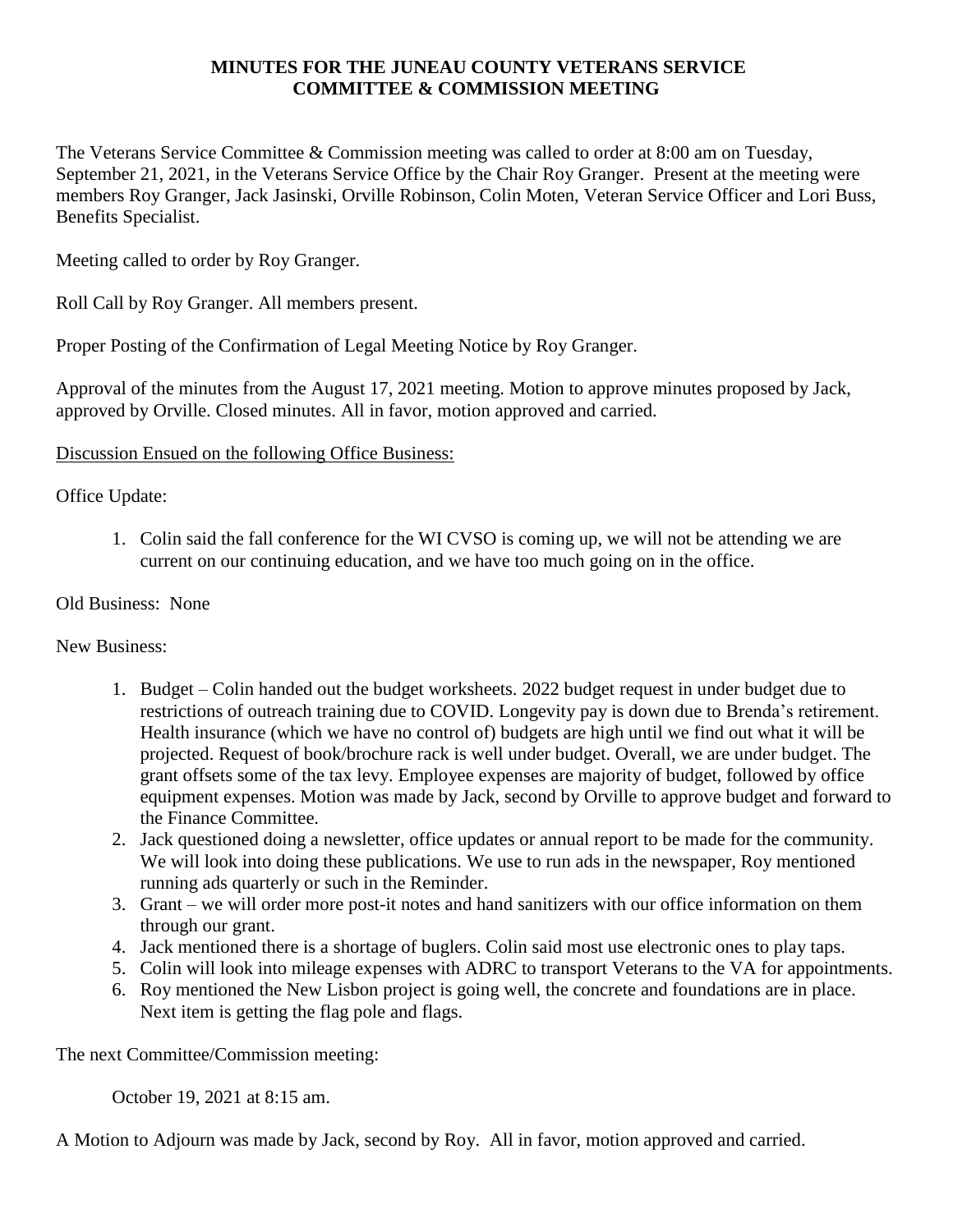# MINUTES FOR THE JUNEAU COUNTY VETERANS SERVICE COMMITTEE & COMMISSION MEETING

The Veterans Service Committee & Commission meeting was called to order at 8:00 am on Tuesday, September 21, 2021, in the Veterans Service Office by the Chair Roy Granger. Present at the meeting were members Roy Granger, Jack Jasinski, Orville Robinson, Colin Moten, Veteran Service Officer and Lori Buss, Benefits Specialist.

Meeting called to order by Roy Granger.

Roll Call by Roy Granger. All members present.

Proper Posting of the Confirmation of Legal Meeting Notice by Roy Granger.

Approval of the minutes from the August 17, 2021 meeting. Motion to approve minutes proposed by Jack, approved by Orville. Closed minutes. All in favor, motion approved and carried.

Discussion Ensued on the following Office Business:

Office Update:

1. Colin said the fall conference for the WI CVSO is coming up, we will not be attending we are current on our continuing education, and we have too much going on in the office.

Old Business: None

New Business:

1. Budget – Colin handed out the budget worksheets. 2022 budget request in under budget due to restrictions of outreach training due to COVID. Longevity pay is down due to Brenda's retirement. Health insurance (which we have no control of) budgets are high until we find out what it will be projected. Request of book/brochure rack is well under budget. Overall, we are under budget. The grant offsets some of the tax levy. Employee expenses are majority of budget, followed by office equipment expenses. Motion was made by Jack, second by Orville to approve budget and forward to the Finance Committee.
2. Jack questioned doing a newsletter, office updates or annual report to be made for the community. We will look into doing these publications. We use to run ads in the newspaper, Roy mentioned running ads quarterly or such in the Reminder.
3. Grant – we will order more post-it notes and hand sanitizers with our office information on them through our grant.
4. Jack mentioned there is a shortage of buglers. Colin said most use electronic ones to play taps.
5. Colin will look into mileage expenses with ADRC to transport Veterans to the VA for appointments.
6. Roy mentioned the New Lisbon project is going well, the concrete and foundations are in place. Next item is getting the flag pole and flags.

The next Committee/Commission meeting:

October 19, 2021 at 8:15 am.

A Motion to Adjourn was made by Jack, second by Roy. All in favor, motion approved and carried.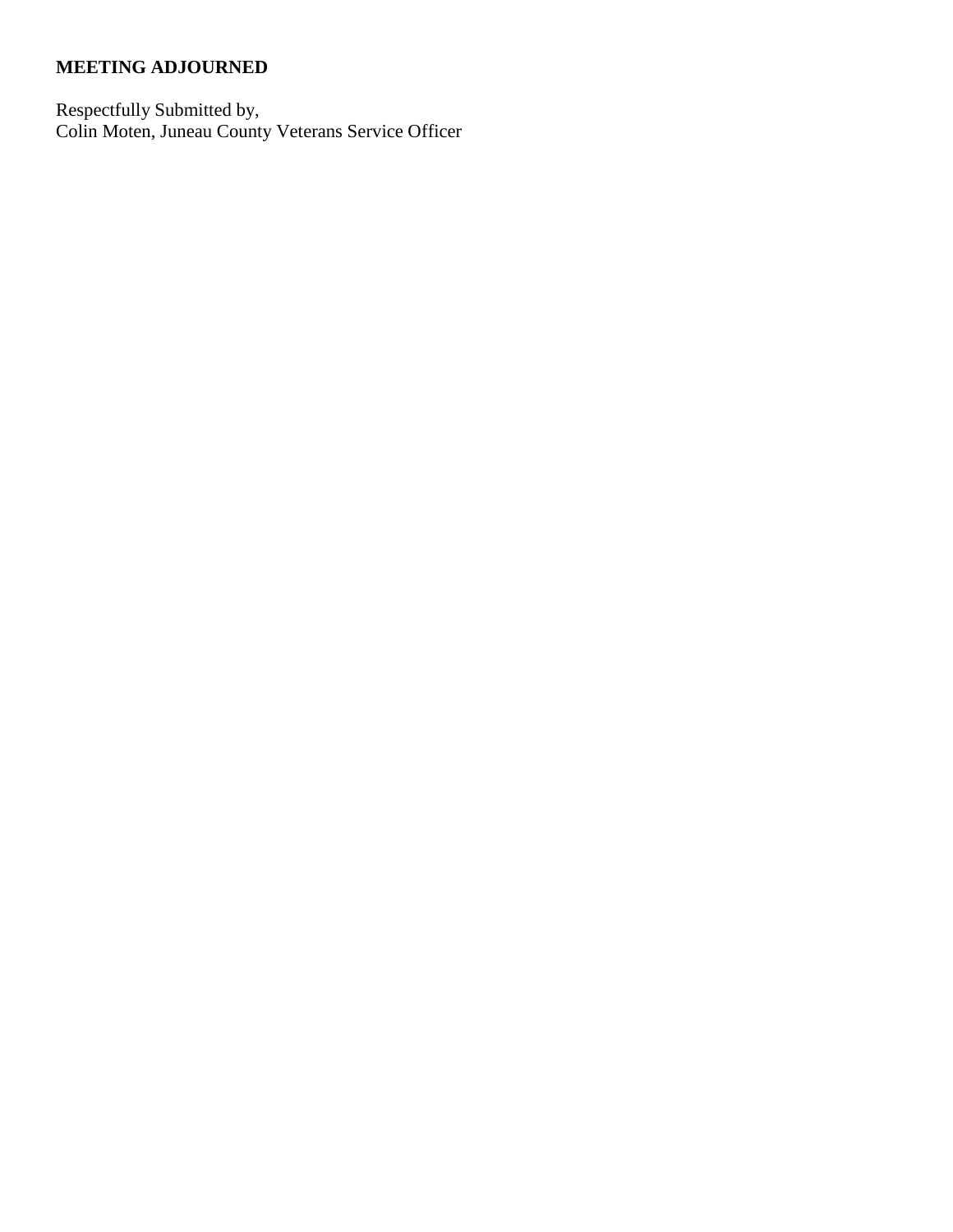**MEETING ADJOURNED**

Respectfully Submitted by,
Colin Moten, Juneau County Veterans Service Officer